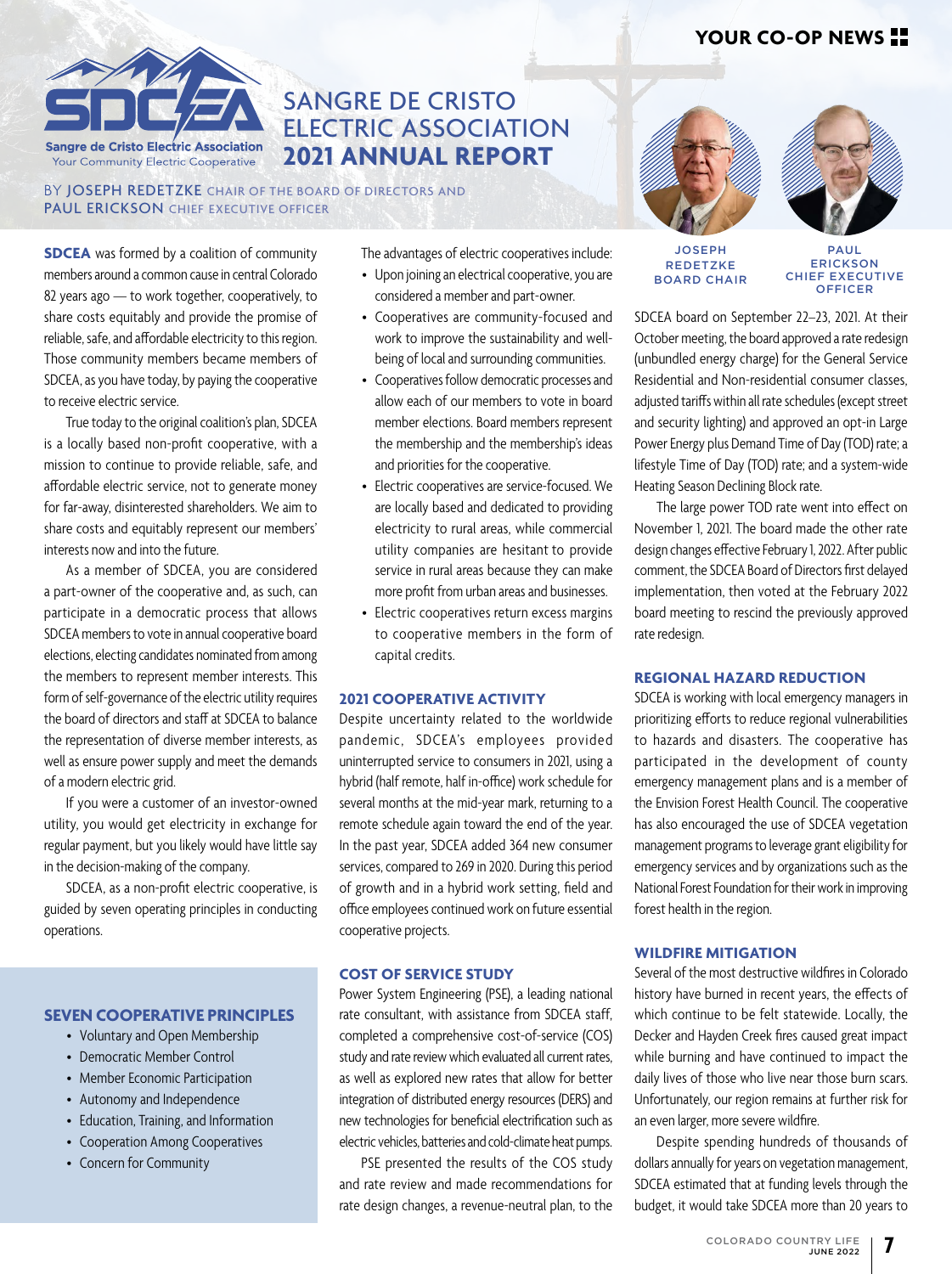# SANGRE DE CRISTO ELECTRIC ASSOCIATION 2021 ANNUAL REPORT

Sangre de Cristo Electric Association
Your Community Electric Cooperative

BY **JOSEPH REDETZKE** CHAIR OF THE BOARD OF DIRECTORS AND **PAUL ERICKSON** CHIEF EXECUTIVE OFFICER

JOSEPH REDETZKE
BOARD CHAIR

PAUL ERICKSON
CHIEF EXECUTIVE OFFICER

**SDCEA** was formed by a coalition of community members around a common cause in central Colorado 82 years ago — to work together, cooperatively, to share costs equitably and provide the promise of reliable, safe, and affordable electricity to this region. Those community members became members of SDCEA, as you have today, by paying the cooperative to receive electric service.

True today to the original coalition's plan, SDCEA is a locally based non-profit cooperative, with a mission to continue to provide reliable, safe, and affordable electric service, not to generate money for far-away, disinterested shareholders. We aim to share costs and equitably represent our members' interests now and into the future.

As a member of SDCEA, you are considered a part-owner of the cooperative and, as such, can participate in a democratic process that allows SDCEA members to vote in annual cooperative board elections, electing candidates nominated from among the members to represent member interests. This form of self-governance of the electric utility requires the board of directors and staff at SDCEA to balance the representation of diverse member interests, as well as ensure power supply and meet the demands of a modern electric grid.

If you were a customer of an investor-owned utility, you would get electricity in exchange for regular payment, but you likely would have little say in the decision-making of the company.

SDCEA, as a non-profit electric cooperative, is guided by seven operating principles in conducting operations.

## SEVEN COOPERATIVE PRINCIPLES

- Voluntary and Open Membership
- Democratic Member Control
- Member Economic Participation
- Autonomy and Independence
- Education, Training, and Information
- Cooperation Among Cooperatives
- Concern for Community

The advantages of electric cooperatives include:

- Upon joining an electrical cooperative, you are considered a member and part-owner.
- Cooperatives are community-focused and work to improve the sustainability and well-being of local and surrounding communities.
- Cooperatives follow democratic processes and allow each of our members to vote in board member elections. Board members represent the membership and the membership's ideas and priorities for the cooperative.
- Electric cooperatives are service-focused. We are locally based and dedicated to providing electricity to rural areas, while commercial utility companies are hesitant to provide service in rural areas because they can make more profit from urban areas and businesses.
- Electric cooperatives return excess margins to cooperative members in the form of capital credits.

## 2021 COOPERATIVE ACTIVITY

Despite uncertainty related to the worldwide pandemic, SDCEA's employees provided uninterrupted service to consumers in 2021, using a hybrid (half remote, half in-office) work schedule for several months at the mid-year mark, returning to a remote schedule again toward the end of the year. In the past year, SDCEA added 364 new consumer services, compared to 269 in 2020. During this period of growth and in a hybrid work setting, field and office employees continued work on future essential cooperative projects.

## COST OF SERVICE STUDY

Power System Engineering (PSE), a leading national rate consultant, with assistance from SDCEA staff, completed a comprehensive cost-of-service (COS) study and rate review which evaluated all current rates, as well as explored new rates that allow for better integration of distributed energy resources (DERS) and new technologies for beneficial electrification such as electric vehicles, batteries and cold-climate heat pumps.

PSE presented the results of the COS study and rate review and made recommendations for rate design changes, a revenue-neutral plan, to the SDCEA board on September 22–23, 2021. At their October meeting, the board approved a rate redesign (unbundled energy charge) for the General Service Residential and Non-residential consumer classes, adjusted tariffs within all rate schedules (except street and security lighting) and approved an opt-in Large Power Energy plus Demand Time of Day (TOD) rate; a lifestyle Time of Day (TOD) rate; and a system-wide Heating Season Declining Block rate.

The large power TOD rate went into effect on November 1, 2021. The board made the other rate design changes effective February 1, 2022. After public comment, the SDCEA Board of Directors first delayed implementation, then voted at the February 2022 board meeting to rescind the previously approved rate redesign.

## REGIONAL HAZARD REDUCTION

SDCEA is working with local emergency managers in prioritizing efforts to reduce regional vulnerabilities to hazards and disasters. The cooperative has participated in the development of county emergency management plans and is a member of the Envision Forest Health Council. The cooperative has also encouraged the use of SDCEA vegetation management programs to leverage grant eligibility for emergency services and by organizations such as the National Forest Foundation for their work in improving forest health in the region.

## WILDFIRE MITIGATION

Several of the most destructive wildfires in Colorado history have burned in recent years, the effects of which continue to be felt statewide. Locally, the Decker and Hayden Creek fires caused great impact while burning and have continued to impact the daily lives of those who live near those burn scars. Unfortunately, our region remains at further risk for an even larger, more severe wildfire.

Despite spending hundreds of thousands of dollars annually for years on vegetation management, SDCEA estimated that at funding levels through the budget, it would take SDCEA more than 20 years to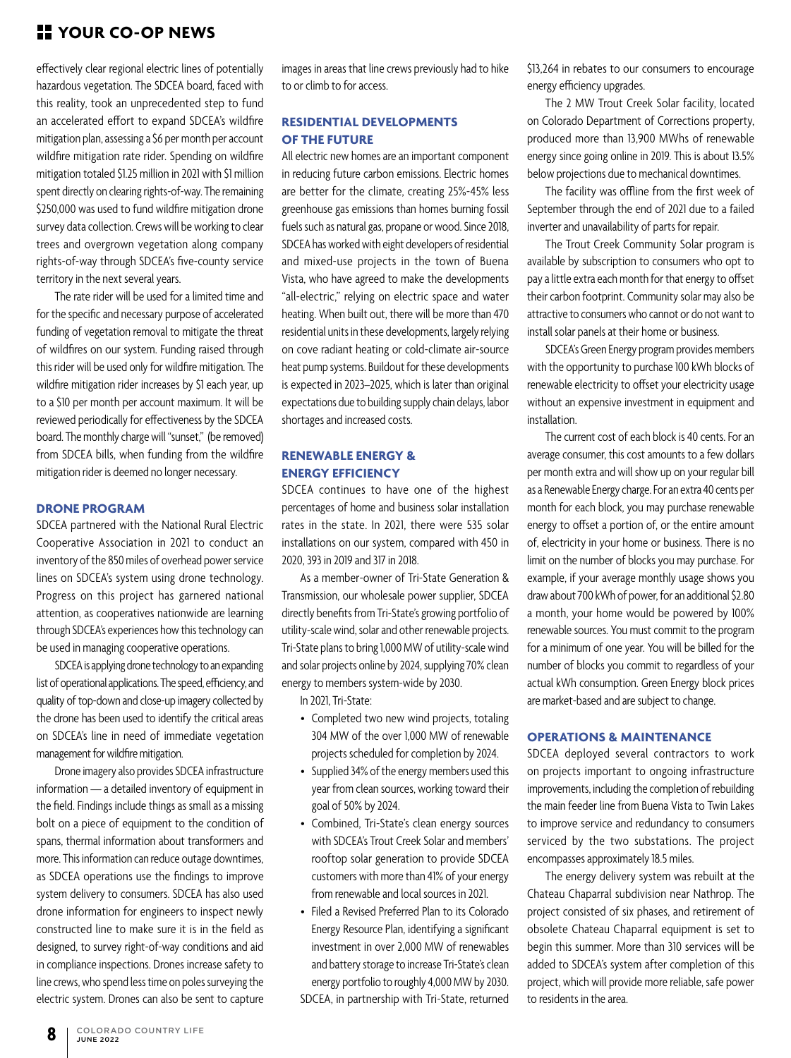effectively clear regional electric lines of potentially hazardous vegetation. The SDCEA board, faced with this reality, took an unprecedented step to fund an accelerated effort to expand SDCEA's wildfire mitigation plan, assessing a $6 per month per account wildfire mitigation rate rider. Spending on wildfire mitigation totaled $1.25 million in 2021 with $1 million spent directly on clearing rights-of-way. The remaining $250,000 was used to fund wildfire mitigation drone survey data collection. Crews will be working to clear trees and overgrown vegetation along company rights-of-way through SDCEA's five-county service territory in the next several years.

The rate rider will be used for a limited time and for the specific and necessary purpose of accelerated funding of vegetation removal to mitigate the threat of wildfires on our system. Funding raised through this rider will be used only for wildfire mitigation. The wildfire mitigation rider increases by $1 each year, up to a $10 per month per account maximum. It will be reviewed periodically for effectiveness by the SDCEA board. The monthly charge will "sunset," (be removed) from SDCEA bills, when funding from the wildfire mitigation rider is deemed no longer necessary.

## DRONE PROGRAM

SDCEA partnered with the National Rural Electric Cooperative Association in 2021 to conduct an inventory of the 850 miles of overhead power service lines on SDCEA's system using drone technology. Progress on this project has garnered national attention, as cooperatives nationwide are learning through SDCEA's experiences how this technology can be used in managing cooperative operations.

SDCEA is applying drone technology to an expanding list of operational applications. The speed, efficiency, and quality of top-down and close-up imagery collected by the drone has been used to identify the critical areas on SDCEA's line in need of immediate vegetation management for wildfire mitigation.

Drone imagery also provides SDCEA infrastructure information — a detailed inventory of equipment in the field. Findings include things as small as a missing bolt on a piece of equipment to the condition of spans, thermal information about transformers and more. This information can reduce outage downtimes, as SDCEA operations use the findings to improve system delivery to consumers. SDCEA has also used drone information for engineers to inspect newly constructed line to make sure it is in the field as designed, to survey right-of-way conditions and aid in compliance inspections. Drones increase safety to line crews, who spend less time on poles surveying the electric system. Drones can also be sent to capture images in areas that line crews previously had to hike to or climb to for access.

## RESIDENTIAL DEVELOPMENTS OF THE FUTURE

All electric new homes are an important component in reducing future carbon emissions. Electric homes are better for the climate, creating 25%-45% less greenhouse gas emissions than homes burning fossil fuels such as natural gas, propane or wood. Since 2018, SDCEA has worked with eight developers of residential and mixed-use projects in the town of Buena Vista, who have agreed to make the developments "all-electric," relying on electric space and water heating. When built out, there will be more than 470 residential units in these developments, largely relying on cove radiant heating or cold-climate air-source heat pump systems. Buildout for these developments is expected in 2023–2025, which is later than original expectations due to building supply chain delays, labor shortages and increased costs.

## RENEWABLE ENERGY & ENERGY EFFICIENCY

SDCEA continues to have one of the highest percentages of home and business solar installation rates in the state. In 2021, there were 535 solar installations on our system, compared with 450 in 2020, 393 in 2019 and 317 in 2018.

As a member-owner of Tri-State Generation & Transmission, our wholesale power supplier, SDCEA directly benefits from Tri-State's growing portfolio of utility-scale wind, solar and other renewable projects. Tri-State plans to bring 1,000 MW of utility-scale wind and solar projects online by 2024, supplying 70% clean energy to members system-wide by 2030.

In 2021, Tri-State:

- Completed two new wind projects, totaling 304 MW of the over 1,000 MW of renewable projects scheduled for completion by 2024.
- Supplied 34% of the energy members used this year from clean sources, working toward their goal of 50% by 2024.
- Combined, Tri-State's clean energy sources with SDCEA's Trout Creek Solar and members' rooftop solar generation to provide SDCEA customers with more than 41% of your energy from renewable and local sources in 2021.
- Filed a Revised Preferred Plan to its Colorado Energy Resource Plan, identifying a significant investment in over 2,000 MW of renewables and battery storage to increase Tri-State's clean energy portfolio to roughly 4,000 MW by 2030.

SDCEA, in partnership with Tri-State, returned $13,264 in rebates to our consumers to encourage energy efficiency upgrades.

The 2 MW Trout Creek Solar facility, located on Colorado Department of Corrections property, produced more than 13,900 MWhs of renewable energy since going online in 2019. This is about 13.5% below projections due to mechanical downtimes.

The facility was offline from the first week of September through the end of 2021 due to a failed inverter and unavailability of parts for repair.

The Trout Creek Community Solar program is available by subscription to consumers who opt to pay a little extra each month for that energy to offset their carbon footprint. Community solar may also be attractive to consumers who cannot or do not want to install solar panels at their home or business.

SDCEA's Green Energy program provides members with the opportunity to purchase 100 kWh blocks of renewable electricity to offset your electricity usage without an expensive investment in equipment and installation.

The current cost of each block is 40 cents. For an average consumer, this cost amounts to a few dollars per month extra and will show up on your regular bill as a Renewable Energy charge. For an extra 40 cents per month for each block, you may purchase renewable energy to offset a portion of, or the entire amount of, electricity in your home or business. There is no limit on the number of blocks you may purchase. For example, if your average monthly usage shows you draw about 700 kWh of power, for an additional $2.80 a month, your home would be powered by 100% renewable sources. You must commit to the program for a minimum of one year. You will be billed for the number of blocks you commit to regardless of your actual kWh consumption. Green Energy block prices are market-based and are subject to change.

## OPERATIONS & MAINTENANCE

SDCEA deployed several contractors to work on projects important to ongoing infrastructure improvements, including the completion of rebuilding the main feeder line from Buena Vista to Twin Lakes to improve service and redundancy to consumers serviced by the two substations. The project encompasses approximately 18.5 miles.

The energy delivery system was rebuilt at the Chateau Chaparral subdivision near Nathrop. The project consisted of six phases, and retirement of obsolete Chateau Chaparral equipment is set to begin this summer. More than 310 services will be added to SDCEA's system after completion of this project, which will provide more reliable, safe power to residents in the area.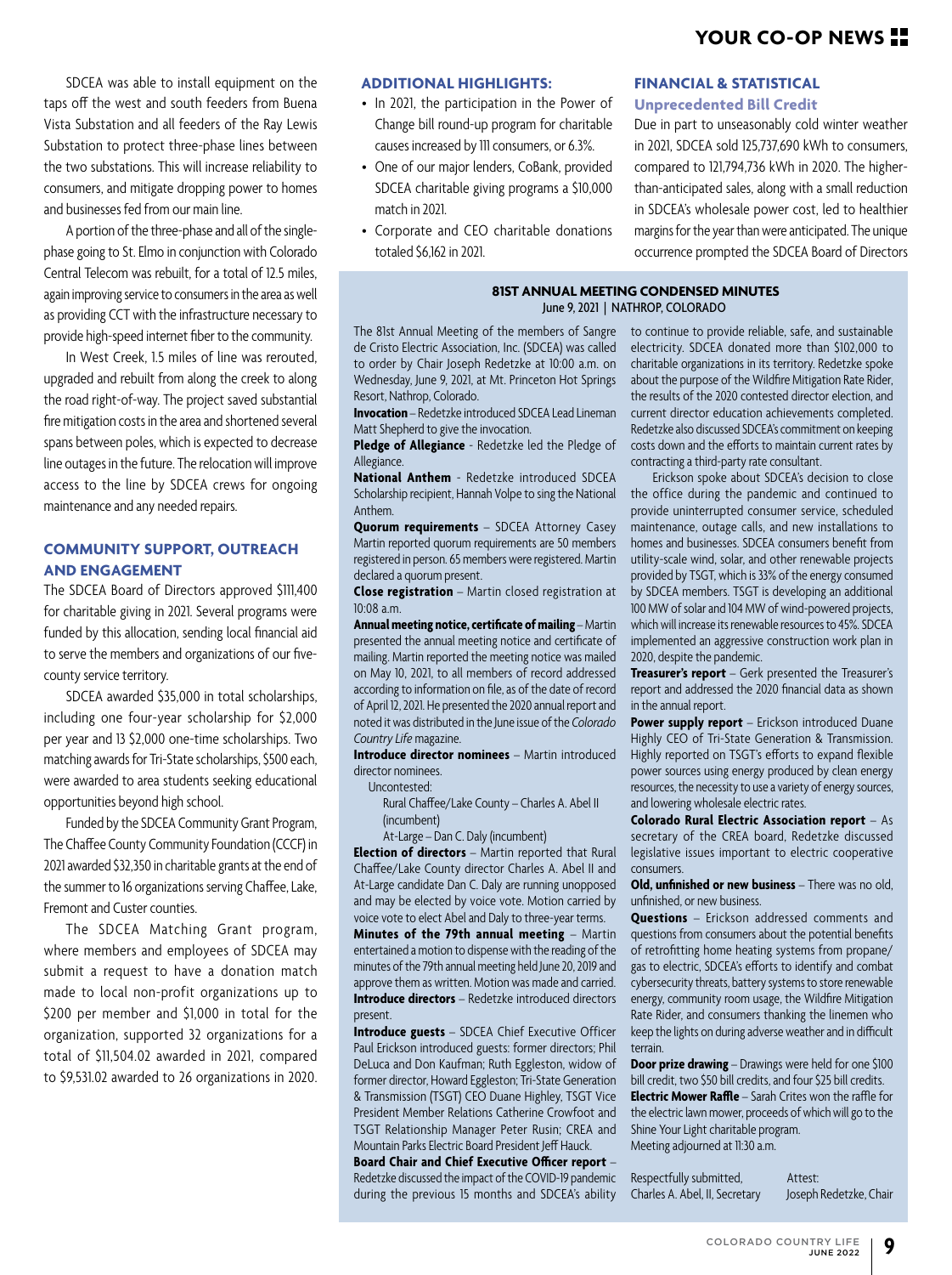SDCEA was able to install equipment on the taps off the west and south feeders from Buena Vista Substation and all feeders of the Ray Lewis Substation to protect three-phase lines between the two substations. This will increase reliability to consumers, and mitigate dropping power to homes and businesses fed from our main line.

A portion of the three-phase and all of the single-phase going to St. Elmo in conjunction with Colorado Central Telecom was rebuilt, for a total of 12.5 miles, again improving service to consumers in the area as well as providing CCT with the infrastructure necessary to provide high-speed internet fiber to the community.

In West Creek, 1.5 miles of line was rerouted, upgraded and rebuilt from along the creek to along the road right-of-way. The project saved substantial fire mitigation costs in the area and shortened several spans between poles, which is expected to decrease line outages in the future. The relocation will improve access to the line by SDCEA crews for ongoing maintenance and any needed repairs.

## COMMUNITY SUPPORT, OUTREACH AND ENGAGEMENT

The SDCEA Board of Directors approved $111,400 for charitable giving in 2021. Several programs were funded by this allocation, sending local financial aid to serve the members and organizations of our five-county service territory.

SDCEA awarded $35,000 in total scholarships, including one four-year scholarship for $2,000 per year and 13 $2,000 one-time scholarships. Two matching awards for Tri-State scholarships, $500 each, were awarded to area students seeking educational opportunities beyond high school.

Funded by the SDCEA Community Grant Program, The Chaffee County Community Foundation (CCCF) in 2021 awarded $32,350 in charitable grants at the end of the summer to 16 organizations serving Chaffee, Lake, Fremont and Custer counties.

The SDCEA Matching Grant program, where members and employees of SDCEA may submit a request to have a donation match made to local non-profit organizations up to $200 per member and $1,000 in total for the organization, supported 32 organizations for a total of $11,504.02 awarded in 2021, compared to $9,531.02 awarded to 26 organizations in 2020.

## ADDITIONAL HIGHLIGHTS:

- In 2021, the participation in the Power of Change bill round-up program for charitable causes increased by 111 consumers, or 6.3%.
- One of our major lenders, CoBank, provided SDCEA charitable giving programs a $10,000 match in 2021.
- Corporate and CEO charitable donations totaled $6,162 in 2021.

## FINANCIAL & STATISTICAL

### Unprecedented Bill Credit

Due in part to unseasonably cold winter weather in 2021, SDCEA sold 125,737,690 kWh to consumers, compared to 121,794,736 kWh in 2020. The higher-than-anticipated sales, along with a small reduction in SDCEA's wholesale power cost, led to healthier margins for the year than were anticipated. The unique occurrence prompted the SDCEA Board of Directors

## 81ST ANNUAL MEETING CONDENSED MINUTES

**June 9, 2021 | NATHROP, COLORADO**

The 81st Annual Meeting of the members of Sangre de Cristo Electric Association, Inc. (SDCEA) was called to order by Chair Joseph Redetzke at 10:00 a.m. on Wednesday, June 9, 2021, at Mt. Princeton Hot Springs Resort, Nathrop, Colorado.

**Invocation** – Redetzke introduced SDCEA Lead Lineman Matt Shepherd to give the invocation.

**Pledge of Allegiance** - Redetzke led the Pledge of Allegiance.

**National Anthem** - Redetzke introduced SDCEA Scholarship recipient, Hannah Volpe to sing the National Anthem.

**Quorum requirements** – SDCEA Attorney Casey Martin reported quorum requirements are 50 members registered in person. 65 members were registered. Martin declared a quorum present.

**Close registration** – Martin closed registration at 10:08 a.m.

**Annual meeting notice, certificate of mailing** – Martin presented the annual meeting notice and certificate of mailing. Martin reported the meeting notice was mailed on May 10, 2021, to all members of record addressed according to information on file, as of the date of record of April 12, 2021. He presented the 2020 annual report and noted it was distributed in the June issue of the *Colorado Country Life* magazine.

**Introduce director nominees** – Martin introduced director nominees.

Uncontested:

Rural Chaffee/Lake County – Charles A. Abel II (incumbent)

At-Large – Dan C. Daly (incumbent)

**Election of directors** – Martin reported that Rural Chaffee/Lake County director Charles A. Abel II and At-Large candidate Dan C. Daly are running unopposed and may be elected by voice vote. Motion carried by voice vote to elect Abel and Daly to three-year terms.

**Minutes of the 79th annual meeting** – Martin entertained a motion to dispense with the reading of the minutes of the 79th annual meeting held June 20, 2019 and approve them as written. Motion was made and carried.

**Introduce directors** – Redetzke introduced directors present.

**Introduce guests** – SDCEA Chief Executive Officer Paul Erickson introduced guests: former directors; Phil DeLuca and Don Kaufman; Ruth Eggleston, widow of former director, Howard Eggleston; Tri-State Generation & Transmission (TSGT) CEO Duane Highley, TSGT Vice President Member Relations Catherine Crowfoot and TSGT Relationship Manager Peter Rusin; CREA and Mountain Parks Electric Board President Jeff Hauck.

**Board Chair and Chief Executive Officer report** – Redetzke discussed the impact of the COVID-19 pandemic during the previous 15 months and SDCEA's ability to continue to provide reliable, safe, and sustainable electricity. SDCEA donated more than $102,000 to charitable organizations in its territory. Redetzke spoke about the purpose of the Wildfire Mitigation Rate Rider, the results of the 2020 contested director election, and current director education achievements completed. Redetzke also discussed SDCEA's commitment on keeping costs down and the efforts to maintain current rates by contracting a third-party rate consultant.

Erickson spoke about SDCEA's decision to close the office during the pandemic and continued to provide uninterrupted consumer service, scheduled maintenance, outage calls, and new installations to homes and businesses. SDCEA consumers benefit from utility-scale wind, solar, and other renewable projects provided by TSGT, which is 33% of the energy consumed by SDCEA members. TSGT is developing an additional 100 MW of solar and 104 MW of wind-powered projects, which will increase its renewable resources to 45%. SDCEA implemented an aggressive construction work plan in 2020, despite the pandemic.

**Treasurer's report** – Gerk presented the Treasurer's report and addressed the 2020 financial data as shown in the annual report.

**Power supply report** – Erickson introduced Duane Highly CEO of Tri-State Generation & Transmission. Highly reported on TSGT's efforts to expand flexible power sources using energy produced by clean energy resources, the necessity to use a variety of energy sources, and lowering wholesale electric rates.

**Colorado Rural Electric Association report** – As secretary of the CREA board, Redetzke discussed legislative issues important to electric cooperative consumers.

**Old, unfinished or new business** – There was no old, unfinished, or new business.

**Questions** – Erickson addressed comments and questions from consumers about the potential benefits of retrofitting home heating systems from propane/gas to electric, SDCEA's efforts to identify and combat cybersecurity threats, battery systems to store renewable energy, community room usage, the Wildfire Mitigation Rate Rider, and consumers thanking the linemen who keep the lights on during adverse weather and in difficult terrain.

**Door prize drawing** – Drawings were held for one $100 bill credit, two $50 bill credits, and four $25 bill credits.

**Electric Mower Raffle** – Sarah Crites won the raffle for the electric lawn mower, proceeds of which will go to the Shine Your Light charitable program.

Meeting adjourned at 11:30 a.m.

| Respectfully submitted, | Attest: |
|---|---|
| Charles A. Abel, II, Secretary | Joseph Redetzke, Chair |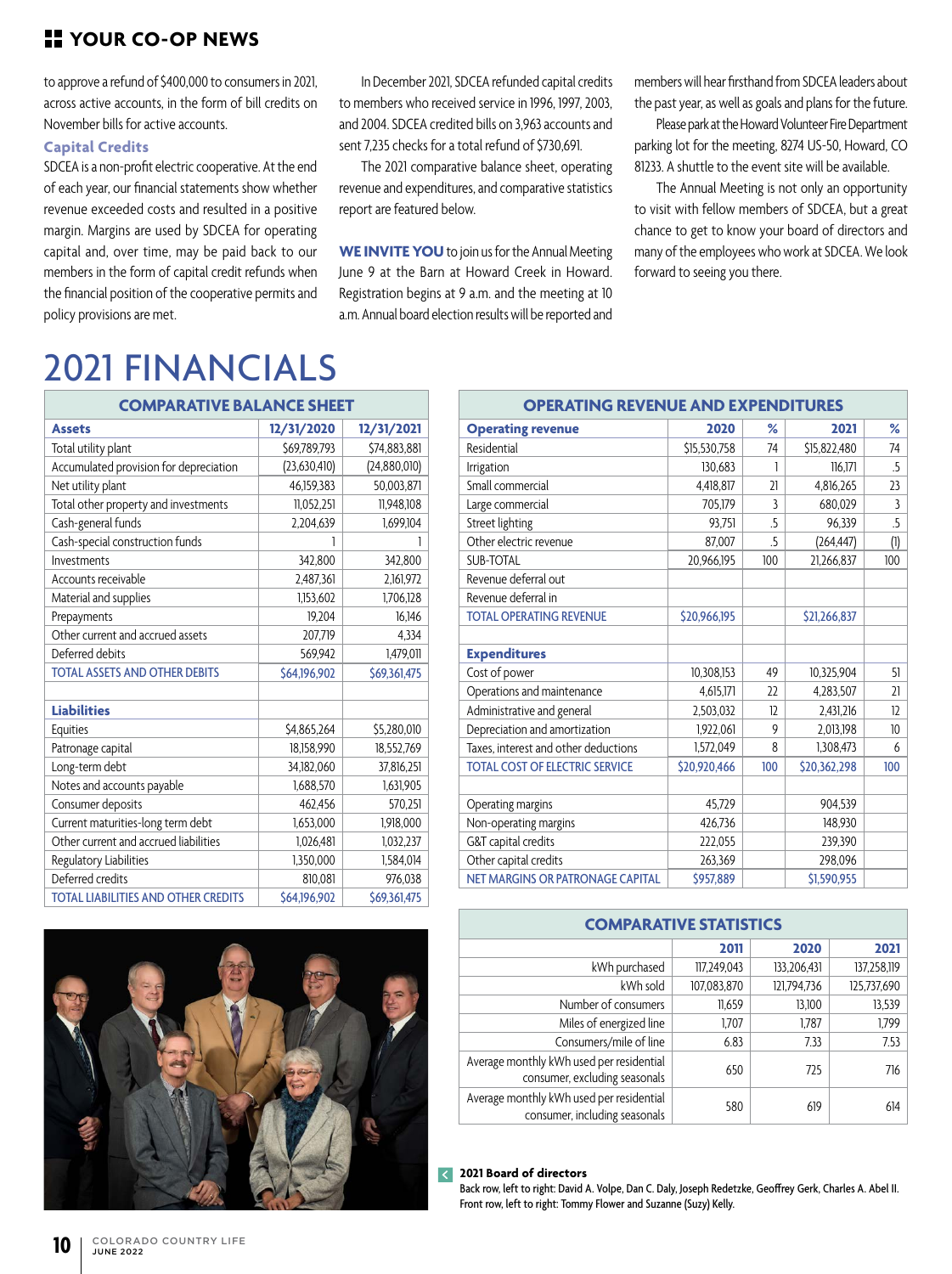## YOUR CO-OP NEWS

to approve a refund of $400,000 to consumers in 2021, across active accounts, in the form of bill credits on November bills for active accounts.

### Capital Credits

SDCEA is a non-profit electric cooperative. At the end of each year, our financial statements show whether revenue exceeded costs and resulted in a positive margin. Margins are used by SDCEA for operating capital and, over time, may be paid back to our members in the form of capital credit refunds when the financial position of the cooperative permits and policy provisions are met.

In December 2021, SDCEA refunded capital credits to members who received service in 1996, 1997, 2003, and 2004. SDCEA credited bills on 3,963 accounts and sent 7,235 checks for a total refund of $730,691.

The 2021 comparative balance sheet, operating revenue and expenditures, and comparative statistics report are featured below.

**WE INVITE YOU** to join us for the Annual Meeting June 9 at the Barn at Howard Creek in Howard. Registration begins at 9 a.m. and the meeting at 10 a.m. Annual board election results will be reported and members will hear firsthand from SDCEA leaders about the past year, as well as goals and plans for the future.

Please park at the Howard Volunteer Fire Department parking lot for the meeting, 8274 US-50, Howard, CO 81233. A shuttle to the event site will be available.

The Annual Meeting is not only an opportunity to visit with fellow members of SDCEA, but a great chance to get to know your board of directors and many of the employees who work at SDCEA. We look forward to seeing you there.

# 2021 FINANCIALS

### COMPARATIVE BALANCE SHEET

| Assets | 12/31/2020 | 12/31/2021 |
|---|---|---|
| Total utility plant | $69,789,793 | $74,883,881 |
| Accumulated provision for depreciation | (23,630,410) | (24,880,010) |
| Net utility plant | 46,159,383 | 50,003,871 |
| Total other property and investments | 11,052,251 | 11,948,108 |
| Cash-general funds | 2,204,639 | 1,699,104 |
| Cash-special construction funds | 1 | 1 |
| Investments | 342,800 | 342,800 |
| Accounts receivable | 2,487,361 | 2,161,972 |
| Material and supplies | 1,153,602 | 1,706,128 |
| Prepayments | 19,204 | 16,146 |
| Other current and accrued assets | 207,719 | 4,334 |
| Deferred debits | 569,942 | 1,479,011 |
| TOTAL ASSETS AND OTHER DEBITS | $64,196,902 | $69,361,475 |
| | | |
| **Liabilities** | | |
| Equities | $4,865,264 | $5,280,010 |
| Patronage capital | 18,158,990 | 18,552,769 |
| Long-term debt | 34,182,060 | 37,816,251 |
| Notes and accounts payable | 1,688,570 | 1,631,905 |
| Consumer deposits | 462,456 | 570,251 |
| Current maturities-long term debt | 1,653,000 | 1,918,000 |
| Other current and accrued liabilities | 1,026,481 | 1,032,237 |
| Regulatory Liabilities | 1,350,000 | 1,584,014 |
| Deferred credits | 810,081 | 976,038 |
| TOTAL LIABILITIES AND OTHER CREDITS | $64,196,902 | $69,361,475 |

### OPERATING REVENUE AND EXPENDITURES

| Operating revenue | 2020 | % | 2021 | % |
|---|---|---|---|---|
| Residential | $15,530,758 | 74 | $15,822,480 | 74 |
| Irrigation | 130,683 | 1 | 116,171 | .5 |
| Small commercial | 4,418,817 | 21 | 4,816,265 | 23 |
| Large commercial | 705,179 | 3 | 680,029 | 3 |
| Street lighting | 93,751 | .5 | 96,339 | .5 |
| Other electric revenue | 87,007 | .5 | (264,447) | (1) |
| SUB-TOTAL | 20,966,195 | 100 | 21,266,837 | 100 |
| Revenue deferral out | | | | |
| Revenue deferral in | | | | |
| TOTAL OPERATING REVENUE | $20,966,195 | | $21,266,837 | |
| | | | | |
| **Expenditures** | | | | |
| Cost of power | 10,308,153 | 49 | 10,325,904 | 51 |
| Operations and maintenance | 4,615,171 | 22 | 4,283,507 | 21 |
| Administrative and general | 2,503,032 | 12 | 2,431,216 | 12 |
| Depreciation and amortization | 1,922,061 | 9 | 2,013,198 | 10 |
| Taxes, interest and other deductions | 1,572,049 | 8 | 1,308,473 | 6 |
| TOTAL COST OF ELECTRIC SERVICE | $20,920,466 | 100 | $20,362,298 | 100 |
| | | | | |
| Operating margins | 45,729 | | 904,539 | |
| Non-operating margins | 426,736 | | 148,930 | |
| G&T capital credits | 222,055 | | 239,390 | |
| Other capital credits | 263,369 | | 298,096 | |
| NET MARGINS OR PATRONAGE CAPITAL | $957,889 | | $1,590,955 | |

### COMPARATIVE STATISTICS

| | 2011 | 2020 | 2021 |
|---|---|---|---|
| kWh purchased | 117,249,043 | 133,206,431 | 137,258,119 |
| kWh sold | 107,083,870 | 121,794,736 | 125,737,690 |
| Number of consumers | 11,659 | 13,100 | 13,539 |
| Miles of energized line | 1,707 | 1,787 | 1,799 |
| Consumers/mile of line | 6.83 | 7.33 | 7.53 |
| Average monthly kWh used per residential consumer, excluding seasonals | 650 | 725 | 716 |
| Average monthly kWh used per residential consumer, including seasonals | 580 | 619 | 614 |

**2021 Board of directors**
Back row, left to right: David A. Volpe, Dan C. Daly, Joseph Redetzke, Geoffrey Gerk, Charles A. Abel II. Front row, left to right: Tommy Flower and Suzanne (Suzy) Kelly.